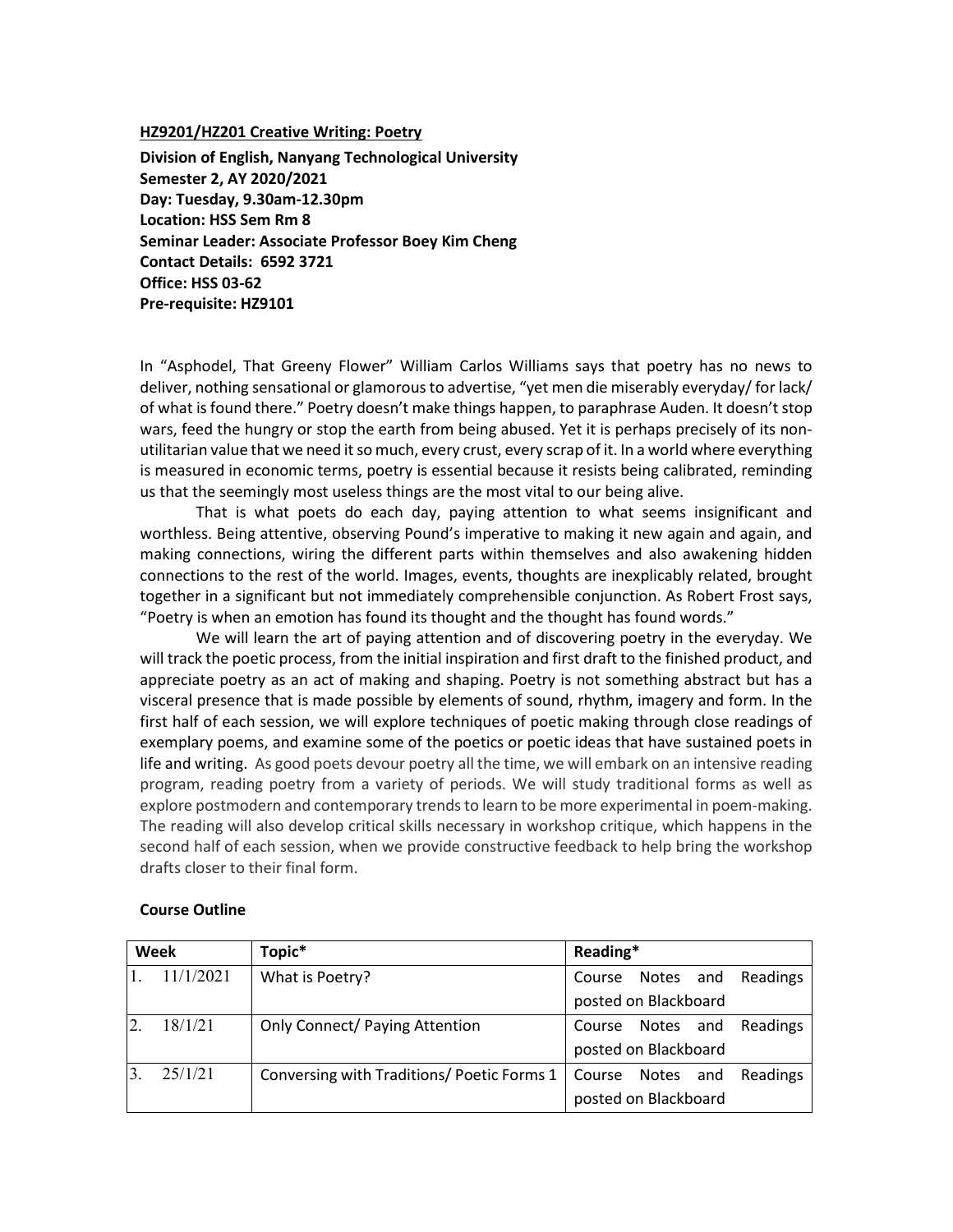**<u>HZ9201/HZ201 Creative Writing: Poetry</u>**

**Division of English, Nanyang Technological University**
**Semester 2, AY 2020/2021**
**Day: Tuesday, 9.30am-12.30pm**
**Location: HSS Sem Rm 8**
**Seminar Leader: Associate Professor Boey Kim Cheng**
**Contact Details: 6592 3721**
**Office: HSS 03-62**
**Pre-requisite: HZ9101**

In "Asphodel, That Greeny Flower" William Carlos Williams says that poetry has no news to deliver, nothing sensational or glamorous to advertise, "yet men die miserably everyday/ for lack/ of what is found there." Poetry doesn't make things happen, to paraphrase Auden. It doesn't stop wars, feed the hungry or stop the earth from being abused. Yet it is perhaps precisely of its non-utilitarian value that we need it so much, every crust, every scrap of it. In a world where everything is measured in economic terms, poetry is essential because it resists being calibrated, reminding us that the seemingly most useless things are the most vital to our being alive.

That is what poets do each day, paying attention to what seems insignificant and worthless. Being attentive, observing Pound's imperative to making it new again and again, and making connections, wiring the different parts within themselves and also awakening hidden connections to the rest of the world. Images, events, thoughts are inexplicably related, brought together in a significant but not immediately comprehensible conjunction. As Robert Frost says, "Poetry is when an emotion has found its thought and the thought has found words."

We will learn the art of paying attention and of discovering poetry in the everyday. We will track the poetic process, from the initial inspiration and first draft to the finished product, and appreciate poetry as an act of making and shaping. Poetry is not something abstract but has a visceral presence that is made possible by elements of sound, rhythm, imagery and form. In the first half of each session, we will explore techniques of poetic making through close readings of exemplary poems, and examine some of the poetics or poetic ideas that have sustained poets in life and writing. As good poets devour poetry all the time, we will embark on an intensive reading program, reading poetry from a variety of periods. We will study traditional forms as well as explore postmodern and contemporary trends to learn to be more experimental in poem-making. The reading will also develop critical skills necessary in workshop critique, which happens in the second half of each session, when we provide constructive feedback to help bring the workshop drafts closer to their final form.

**Course Outline**

| Week | Topic* | Reading* |
|---|---|---|
| 1. 11/1/2021 | What is Poetry? | Course Notes and Readings posted on Blackboard |
| 2. 18/1/21 | Only Connect/ Paying Attention | Course Notes and Readings posted on Blackboard |
| 3. 25/1/21 | Conversing with Traditions/ Poetic Forms 1 | Course Notes and Readings posted on Blackboard |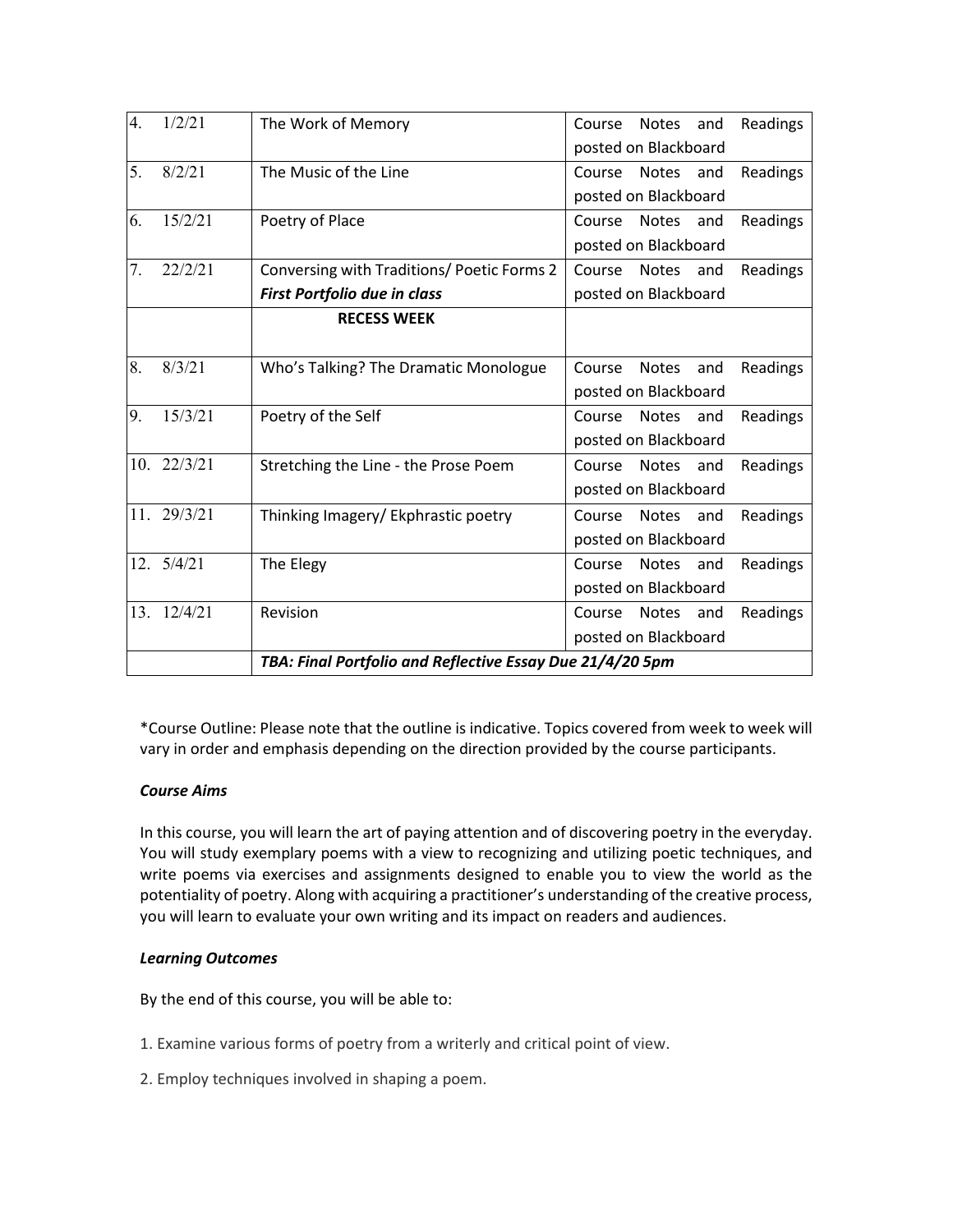| | | |
|---|---|---|
| 4. 1/2/21 | The Work of Memory | Course Notes and Readings posted on Blackboard |
| 5. 8/2/21 | The Music of the Line | Course Notes and Readings posted on Blackboard |
| 6. 15/2/21 | Poetry of Place | Course Notes and Readings posted on Blackboard |
| 7. 22/2/21 | Conversing with Traditions/ Poetic Forms 2 ***First Portfolio due in class*** | Course Notes and Readings posted on Blackboard |
| | **RECESS WEEK** | |
| 8. 8/3/21 | Who's Talking? The Dramatic Monologue | Course Notes and Readings posted on Blackboard |
| 9. 15/3/21 | Poetry of the Self | Course Notes and Readings posted on Blackboard |
| 10. 22/3/21 | Stretching the Line - the Prose Poem | Course Notes and Readings posted on Blackboard |
| 11. 29/3/21 | Thinking Imagery/ Ekphrastic poetry | Course Notes and Readings posted on Blackboard |
| 12. 5/4/21 | The Elegy | Course Notes and Readings posted on Blackboard |
| 13. 12/4/21 | Revision | Course Notes and Readings posted on Blackboard |
| | ***TBA: Final Portfolio and Reflective Essay Due 21/4/20 5pm*** | |

*Course Outline: Please note that the outline is indicative. Topics covered from week to week will vary in order and emphasis depending on the direction provided by the course participants.

***Course Aims***

In this course, you will learn the art of paying attention and of discovering poetry in the everyday. You will study exemplary poems with a view to recognizing and utilizing poetic techniques, and write poems via exercises and assignments designed to enable you to view the world as the potentiality of poetry. Along with acquiring a practitioner's understanding of the creative process, you will learn to evaluate your own writing and its impact on readers and audiences.

***Learning Outcomes***

By the end of this course, you will be able to:

1. Examine various forms of poetry from a writerly and critical point of view.

2. Employ techniques involved in shaping a poem.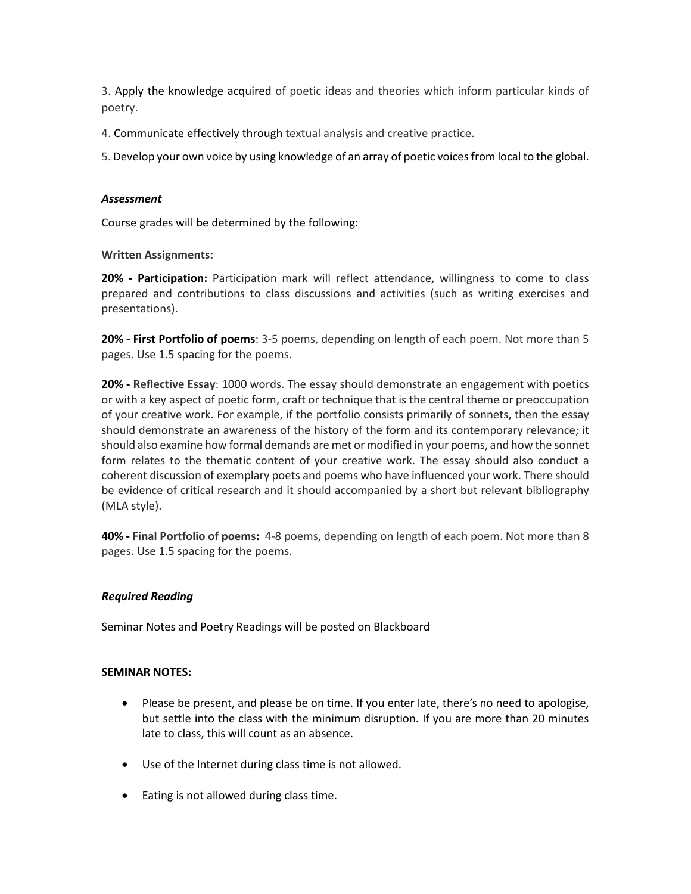3. Apply the knowledge acquired of poetic ideas and theories which inform particular kinds of poetry.

4. Communicate effectively through textual analysis and creative practice.

5. Develop your own voice by using knowledge of an array of poetic voices from local to the global.

***Assessment***

Course grades will be determined by the following:

**Written Assignments:**

**20% - Participation:** Participation mark will reflect attendance, willingness to come to class prepared and contributions to class discussions and activities (such as writing exercises and presentations).

**20% - First Portfolio of poems**: 3-5 poems, depending on length of each poem. Not more than 5 pages. Use 1.5 spacing for the poems.

**20% - Reflective Essay**: 1000 words. The essay should demonstrate an engagement with poetics or with a key aspect of poetic form, craft or technique that is the central theme or preoccupation of your creative work. For example, if the portfolio consists primarily of sonnets, then the essay should demonstrate an awareness of the history of the form and its contemporary relevance; it should also examine how formal demands are met or modified in your poems, and how the sonnet form relates to the thematic content of your creative work. The essay should also conduct a coherent discussion of exemplary poets and poems who have influenced your work. There should be evidence of critical research and it should accompanied by a short but relevant bibliography (MLA style).

**40% - Final Portfolio of poems:** 4-8 poems, depending on length of each poem. Not more than 8 pages. Use 1.5 spacing for the poems.

***Required Reading***

Seminar Notes and Poetry Readings will be posted on Blackboard

**SEMINAR NOTES:**

- Please be present, and please be on time. If you enter late, there's no need to apologise, but settle into the class with the minimum disruption. If you are more than 20 minutes late to class, this will count as an absence.
- Use of the Internet during class time is not allowed.
- Eating is not allowed during class time.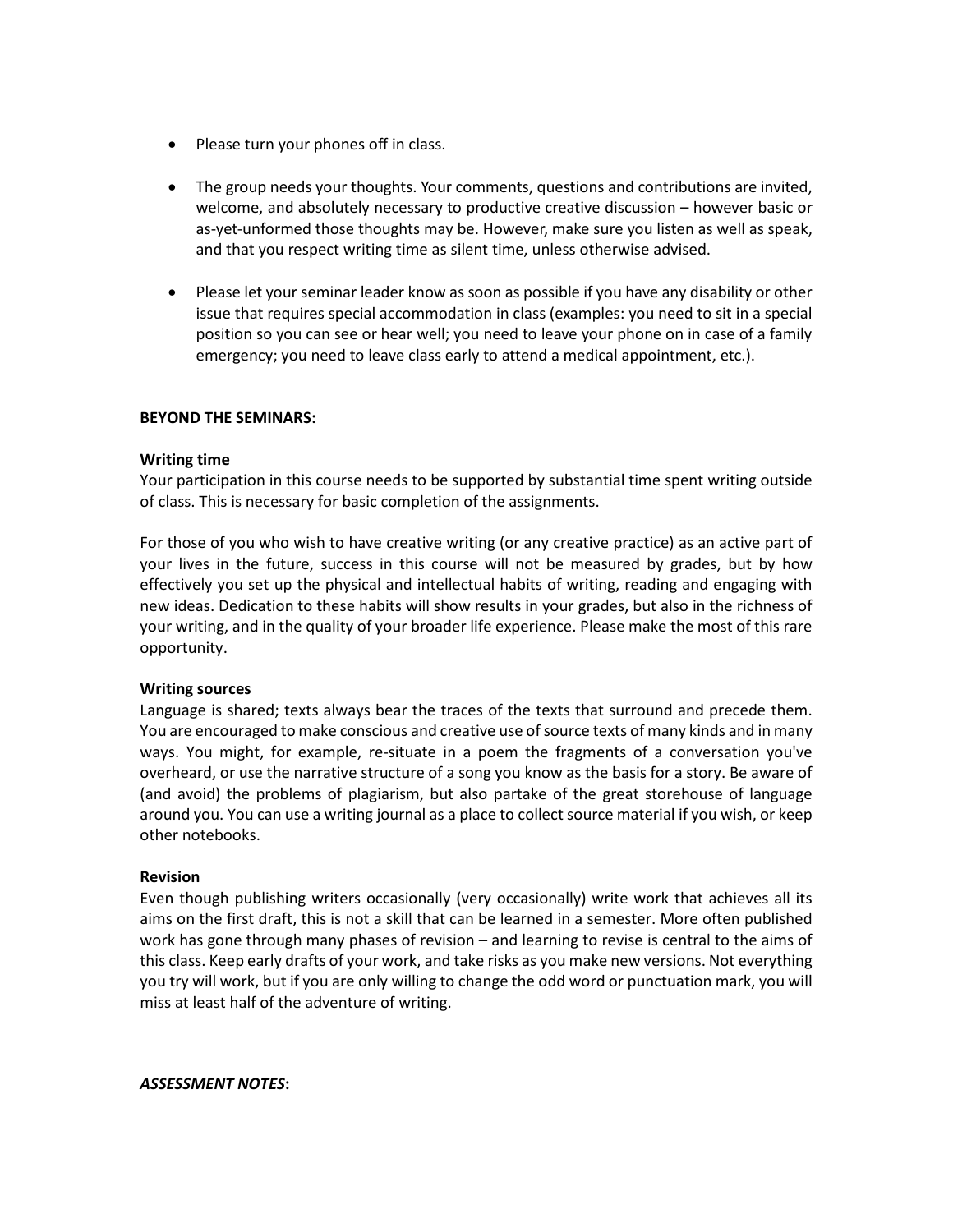- Please turn your phones off in class.

- The group needs your thoughts. Your comments, questions and contributions are invited, welcome, and absolutely necessary to productive creative discussion – however basic or as-yet-unformed those thoughts may be. However, make sure you listen as well as speak, and that you respect writing time as silent time, unless otherwise advised.

- Please let your seminar leader know as soon as possible if you have any disability or other issue that requires special accommodation in class (examples: you need to sit in a special position so you can see or hear well; you need to leave your phone on in case of a family emergency; you need to leave class early to attend a medical appointment, etc.).

**BEYOND THE SEMINARS:**

**Writing time**

Your participation in this course needs to be supported by substantial time spent writing outside of class. This is necessary for basic completion of the assignments.

For those of you who wish to have creative writing (or any creative practice) as an active part of your lives in the future, success in this course will not be measured by grades, but by how effectively you set up the physical and intellectual habits of writing, reading and engaging with new ideas. Dedication to these habits will show results in your grades, but also in the richness of your writing, and in the quality of your broader life experience. Please make the most of this rare opportunity.

**Writing sources**

Language is shared; texts always bear the traces of the texts that surround and precede them. You are encouraged to make conscious and creative use of source texts of many kinds and in many ways. You might, for example, re-situate in a poem the fragments of a conversation you've overheard, or use the narrative structure of a song you know as the basis for a story. Be aware of (and avoid) the problems of plagiarism, but also partake of the great storehouse of language around you. You can use a writing journal as a place to collect source material if you wish, or keep other notebooks.

**Revision**

Even though publishing writers occasionally (very occasionally) write work that achieves all its aims on the first draft, this is not a skill that can be learned in a semester. More often published work has gone through many phases of revision – and learning to revise is central to the aims of this class. Keep early drafts of your work, and take risks as you make new versions. Not everything you try will work, but if you are only willing to change the odd word or punctuation mark, you will miss at least half of the adventure of writing.

***ASSESSMENT NOTES*:**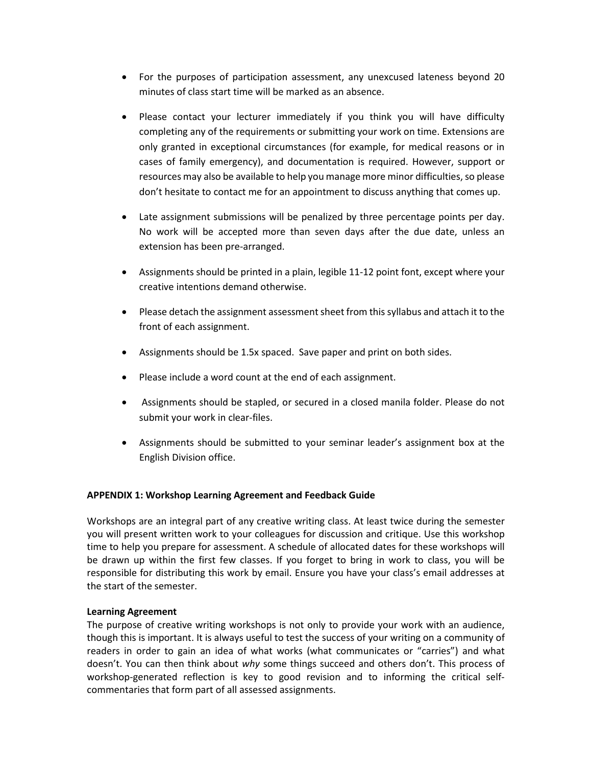- For the purposes of participation assessment, any unexcused lateness beyond 20 minutes of class start time will be marked as an absence.
- Please contact your lecturer immediately if you think you will have difficulty completing any of the requirements or submitting your work on time. Extensions are only granted in exceptional circumstances (for example, for medical reasons or in cases of family emergency), and documentation is required. However, support or resources may also be available to help you manage more minor difficulties, so please don't hesitate to contact me for an appointment to discuss anything that comes up.
- Late assignment submissions will be penalized by three percentage points per day. No work will be accepted more than seven days after the due date, unless an extension has been pre-arranged.
- Assignments should be printed in a plain, legible 11-12 point font, except where your creative intentions demand otherwise.
- Please detach the assignment assessment sheet from this syllabus and attach it to the front of each assignment.
- Assignments should be 1.5x spaced. Save paper and print on both sides.
- Please include a word count at the end of each assignment.
- Assignments should be stapled, or secured in a closed manila folder. Please do not submit your work in clear-files.
- Assignments should be submitted to your seminar leader's assignment box at the English Division office.

**APPENDIX 1: Workshop Learning Agreement and Feedback Guide**

Workshops are an integral part of any creative writing class. At least twice during the semester you will present written work to your colleagues for discussion and critique. Use this workshop time to help you prepare for assessment. A schedule of allocated dates for these workshops will be drawn up within the first few classes. If you forget to bring in work to class, you will be responsible for distributing this work by email. Ensure you have your class's email addresses at the start of the semester.

**Learning Agreement**

The purpose of creative writing workshops is not only to provide your work with an audience, though this is important. It is always useful to test the success of your writing on a community of readers in order to gain an idea of what works (what communicates or "carries") and what doesn't. You can then think about *why* some things succeed and others don't. This process of workshop-generated reflection is key to good revision and to informing the critical self-commentaries that form part of all assessed assignments.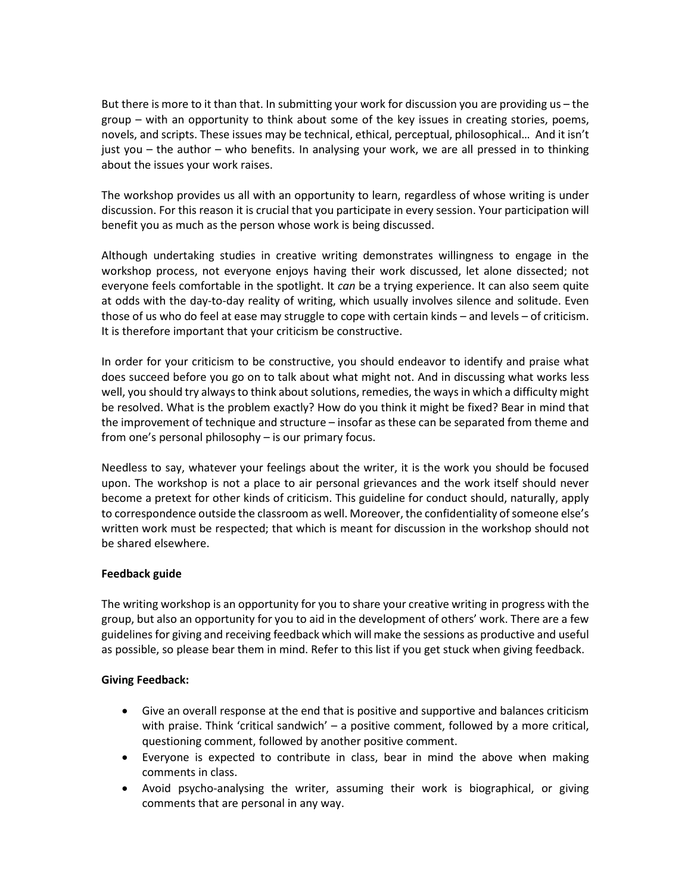But there is more to it than that. In submitting your work for discussion you are providing us – the group – with an opportunity to think about some of the key issues in creating stories, poems, novels, and scripts. These issues may be technical, ethical, perceptual, philosophical… And it isn't just you – the author – who benefits. In analysing your work, we are all pressed in to thinking about the issues your work raises.

The workshop provides us all with an opportunity to learn, regardless of whose writing is under discussion. For this reason it is crucial that you participate in every session. Your participation will benefit you as much as the person whose work is being discussed.

Although undertaking studies in creative writing demonstrates willingness to engage in the workshop process, not everyone enjoys having their work discussed, let alone dissected; not everyone feels comfortable in the spotlight. It *can* be a trying experience. It can also seem quite at odds with the day-to-day reality of writing, which usually involves silence and solitude. Even those of us who do feel at ease may struggle to cope with certain kinds – and levels – of criticism. It is therefore important that your criticism be constructive.

In order for your criticism to be constructive, you should endeavor to identify and praise what does succeed before you go on to talk about what might not. And in discussing what works less well, you should try always to think about solutions, remedies, the ways in which a difficulty might be resolved. What is the problem exactly? How do you think it might be fixed? Bear in mind that the improvement of technique and structure – insofar as these can be separated from theme and from one's personal philosophy – is our primary focus.

Needless to say, whatever your feelings about the writer, it is the work you should be focused upon. The workshop is not a place to air personal grievances and the work itself should never become a pretext for other kinds of criticism. This guideline for conduct should, naturally, apply to correspondence outside the classroom as well. Moreover, the confidentiality of someone else's written work must be respected; that which is meant for discussion in the workshop should not be shared elsewhere.

**Feedback guide**

The writing workshop is an opportunity for you to share your creative writing in progress with the group, but also an opportunity for you to aid in the development of others' work. There are a few guidelines for giving and receiving feedback which will make the sessions as productive and useful as possible, so please bear them in mind. Refer to this list if you get stuck when giving feedback.

**Giving Feedback:**

- Give an overall response at the end that is positive and supportive and balances criticism with praise. Think 'critical sandwich' – a positive comment, followed by a more critical, questioning comment, followed by another positive comment.
- Everyone is expected to contribute in class, bear in mind the above when making comments in class.
- Avoid psycho-analysing the writer, assuming their work is biographical, or giving comments that are personal in any way.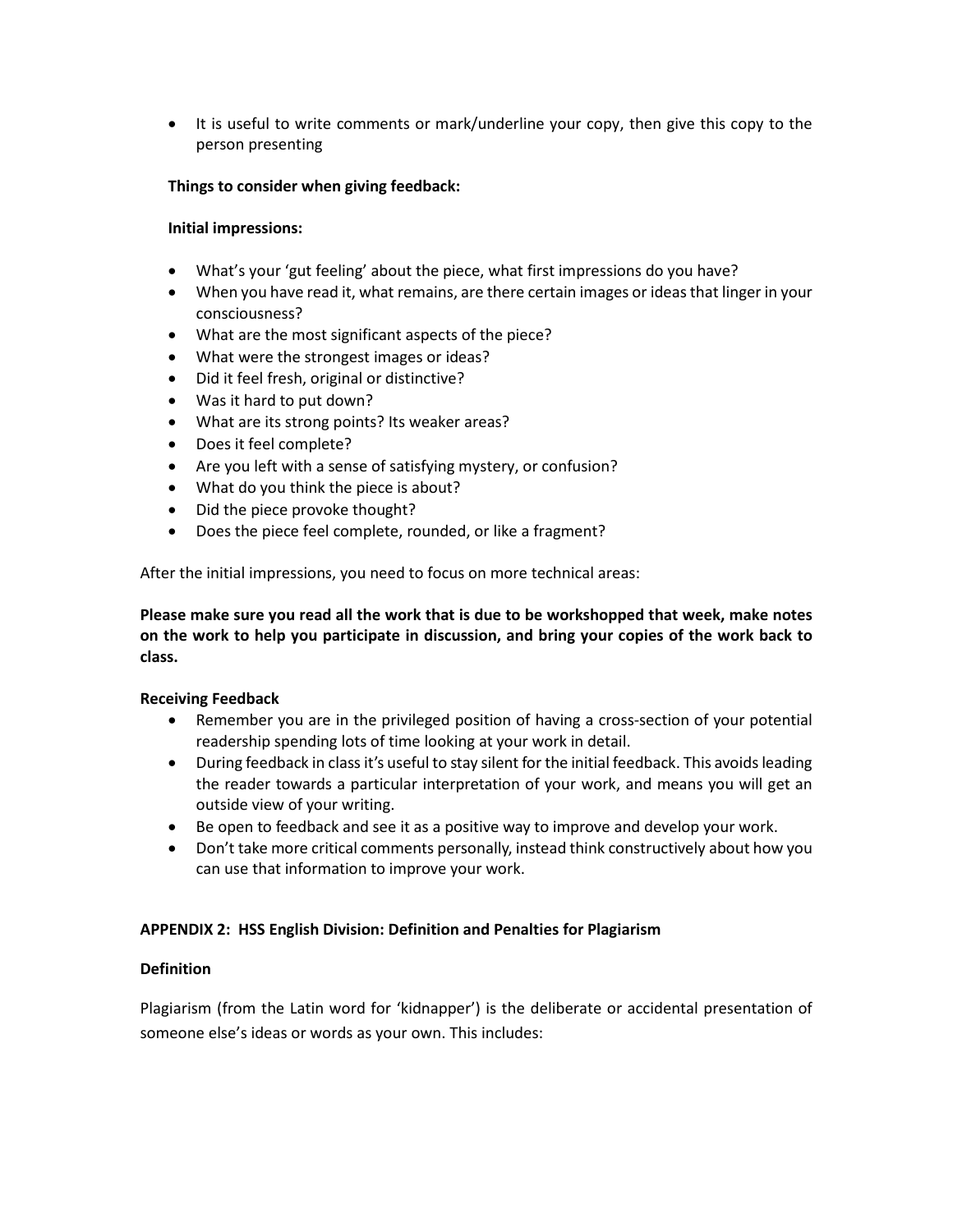- It is useful to write comments or mark/underline your copy, then give this copy to the person presenting

**Things to consider when giving feedback:**

**Initial impressions:**

- What's your 'gut feeling' about the piece, what first impressions do you have?
- When you have read it, what remains, are there certain images or ideas that linger in your consciousness?
- What are the most significant aspects of the piece?
- What were the strongest images or ideas?
- Did it feel fresh, original or distinctive?
- Was it hard to put down?
- What are its strong points? Its weaker areas?
- Does it feel complete?
- Are you left with a sense of satisfying mystery, or confusion?
- What do you think the piece is about?
- Did the piece provoke thought?
- Does the piece feel complete, rounded, or like a fragment?

After the initial impressions, you need to focus on more technical areas:

**Please make sure you read all the work that is due to be workshopped that week, make notes on the work to help you participate in discussion, and bring your copies of the work back to class.**

**Receiving Feedback**

- Remember you are in the privileged position of having a cross-section of your potential readership spending lots of time looking at your work in detail.
- During feedback in class it's useful to stay silent for the initial feedback. This avoids leading the reader towards a particular interpretation of your work, and means you will get an outside view of your writing.
- Be open to feedback and see it as a positive way to improve and develop your work.
- Don't take more critical comments personally, instead think constructively about how you can use that information to improve your work.

## APPENDIX 2: HSS English Division: Definition and Penalties for Plagiarism

### Definition

Plagiarism (from the Latin word for 'kidnapper') is the deliberate or accidental presentation of someone else's ideas or words as your own. This includes: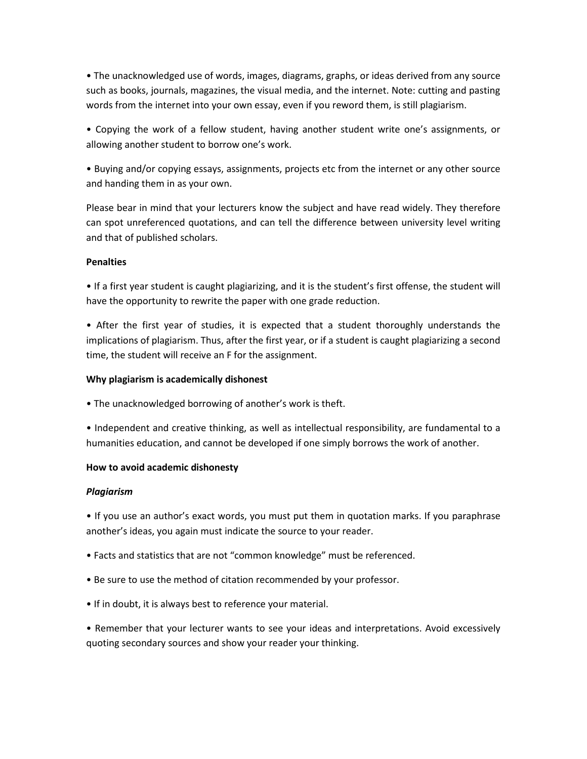- The unacknowledged use of words, images, diagrams, graphs, or ideas derived from any source such as books, journals, magazines, the visual media, and the internet. Note: cutting and pasting words from the internet into your own essay, even if you reword them, is still plagiarism.

- Copying the work of a fellow student, having another student write one's assignments, or allowing another student to borrow one's work.

- Buying and/or copying essays, assignments, projects etc from the internet or any other source and handing them in as your own.

Please bear in mind that your lecturers know the subject and have read widely. They therefore can spot unreferenced quotations, and can tell the difference between university level writing and that of published scholars.

**Penalties**

- If a first year student is caught plagiarizing, and it is the student's first offense, the student will have the opportunity to rewrite the paper with one grade reduction.

- After the first year of studies, it is expected that a student thoroughly understands the implications of plagiarism. Thus, after the first year, or if a student is caught plagiarizing a second time, the student will receive an F for the assignment.

**Why plagiarism is academically dishonest**

- The unacknowledged borrowing of another's work is theft.

- Independent and creative thinking, as well as intellectual responsibility, are fundamental to a humanities education, and cannot be developed if one simply borrows the work of another.

**How to avoid academic dishonesty**

***Plagiarism***

- If you use an author's exact words, you must put them in quotation marks. If you paraphrase another's ideas, you again must indicate the source to your reader.

- Facts and statistics that are not "common knowledge" must be referenced.

- Be sure to use the method of citation recommended by your professor.

- If in doubt, it is always best to reference your material.

- Remember that your lecturer wants to see your ideas and interpretations. Avoid excessively quoting secondary sources and show your reader your thinking.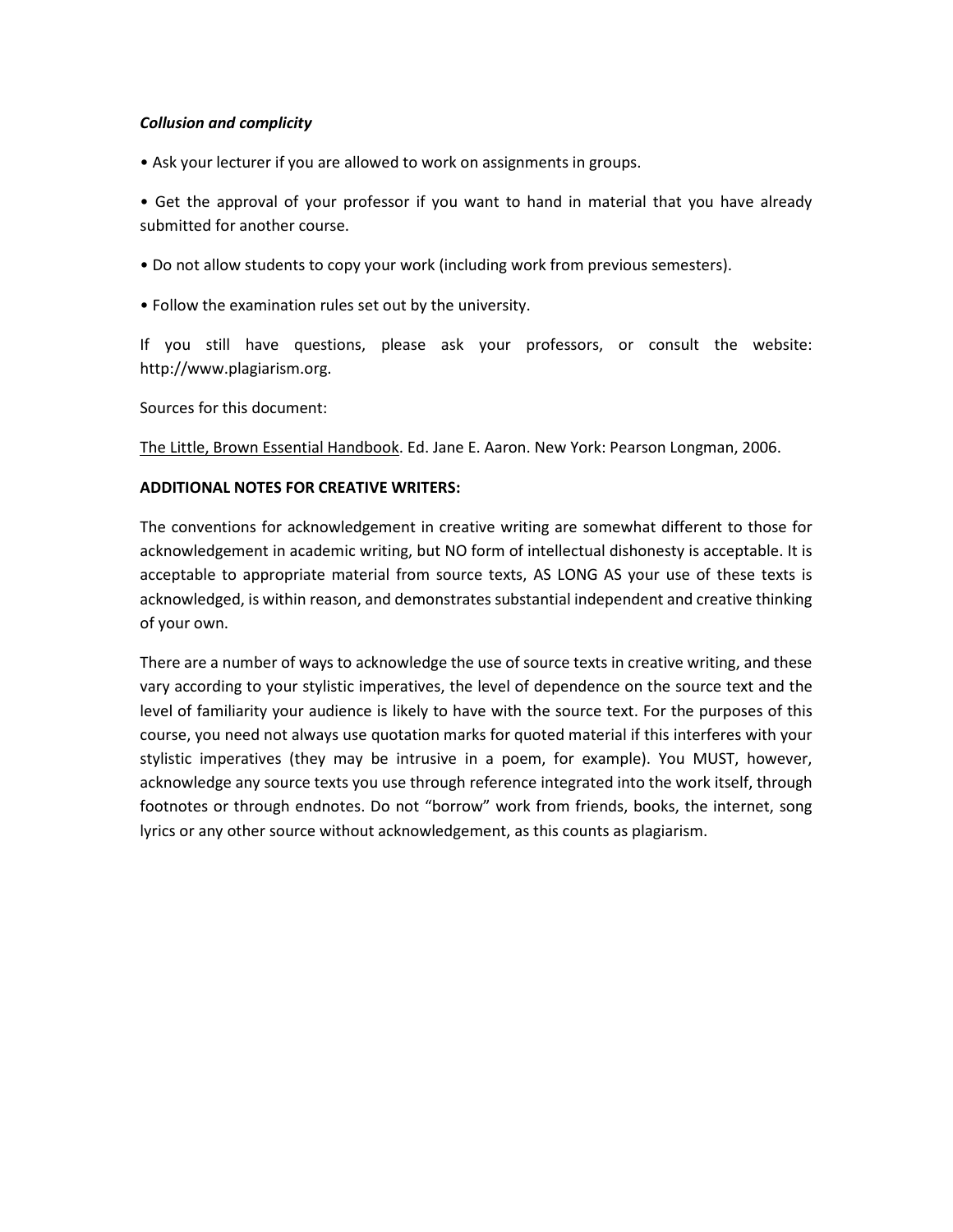***Collusion and complicity***

- Ask your lecturer if you are allowed to work on assignments in groups.
- Get the approval of your professor if you want to hand in material that you have already submitted for another course.
- Do not allow students to copy your work (including work from previous semesters).
- Follow the examination rules set out by the university.

If you still have questions, please ask your professors, or consult the website: http://www.plagiarism.org.

Sources for this document:

The Little, Brown Essential Handbook. Ed. Jane E. Aaron. New York: Pearson Longman, 2006.

**ADDITIONAL NOTES FOR CREATIVE WRITERS:**

The conventions for acknowledgement in creative writing are somewhat different to those for acknowledgement in academic writing, but NO form of intellectual dishonesty is acceptable. It is acceptable to appropriate material from source texts, AS LONG AS your use of these texts is acknowledged, is within reason, and demonstrates substantial independent and creative thinking of your own.

There are a number of ways to acknowledge the use of source texts in creative writing, and these vary according to your stylistic imperatives, the level of dependence on the source text and the level of familiarity your audience is likely to have with the source text. For the purposes of this course, you need not always use quotation marks for quoted material if this interferes with your stylistic imperatives (they may be intrusive in a poem, for example). You MUST, however, acknowledge any source texts you use through reference integrated into the work itself, through footnotes or through endnotes. Do not "borrow" work from friends, books, the internet, song lyrics or any other source without acknowledgement, as this counts as plagiarism.